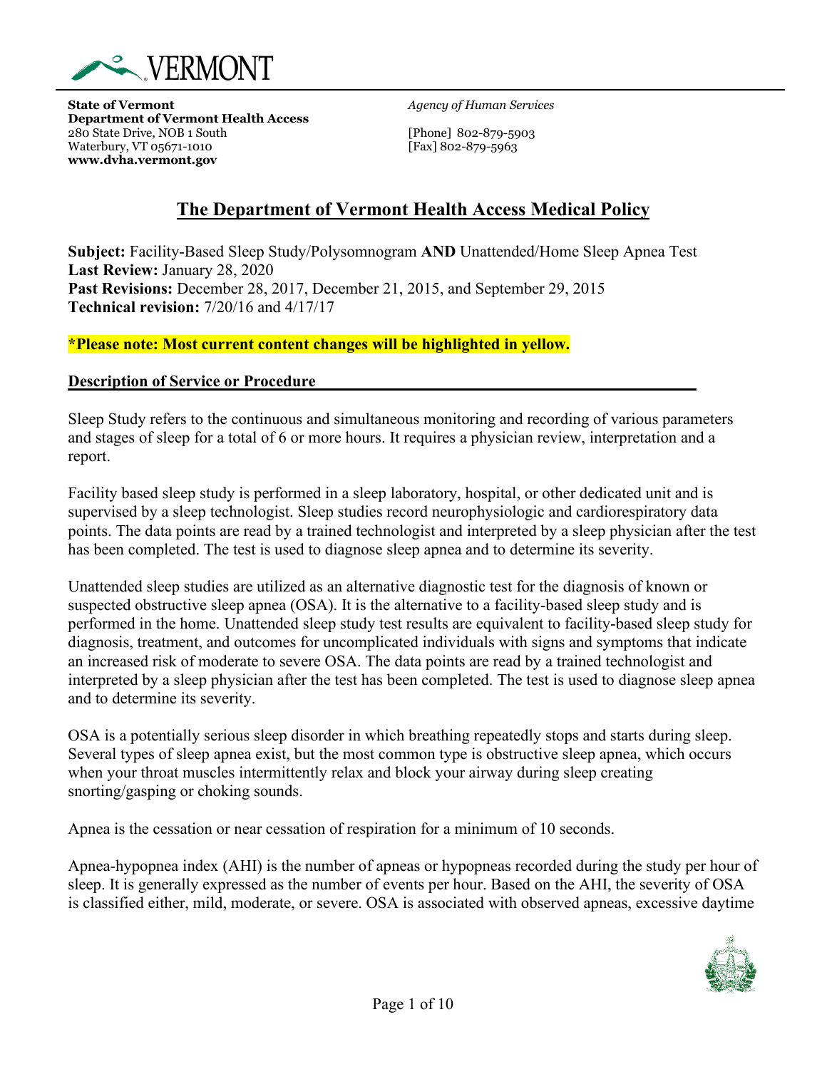**State of Vermont**
**Department of Vermont Health Access**
280 State Drive, NOB 1 South
Waterbury, VT 05671-1010
**www.dvha.vermont.gov**

*Agency of Human Services*

[Phone] 802-879-5903
[Fax] 802-879-5963

# The Department of Vermont Health Access Medical Policy

**Subject:** Facility-Based Sleep Study/Polysomnogram **AND** Unattended/Home Sleep Apnea Test
**Last Review:** January 28, 2020
**Past Revisions:** December 28, 2017, December 21, 2015, and September 29, 2015
**Technical revision:** 7/20/16 and 4/17/17

**\*Please note: Most current content changes will be highlighted in yellow.**

## Description of Service or Procedure

Sleep Study refers to the continuous and simultaneous monitoring and recording of various parameters and stages of sleep for a total of 6 or more hours. It requires a physician review, interpretation and a report.

Facility based sleep study is performed in a sleep laboratory, hospital, or other dedicated unit and is supervised by a sleep technologist. Sleep studies record neurophysiologic and cardiorespiratory data points. The data points are read by a trained technologist and interpreted by a sleep physician after the test has been completed. The test is used to diagnose sleep apnea and to determine its severity.

Unattended sleep studies are utilized as an alternative diagnostic test for the diagnosis of known or suspected obstructive sleep apnea (OSA). It is the alternative to a facility-based sleep study and is performed in the home. Unattended sleep study test results are equivalent to facility-based sleep study for diagnosis, treatment, and outcomes for uncomplicated individuals with signs and symptoms that indicate an increased risk of moderate to severe OSA. The data points are read by a trained technologist and interpreted by a sleep physician after the test has been completed. The test is used to diagnose sleep apnea and to determine its severity.

OSA is a potentially serious sleep disorder in which breathing repeatedly stops and starts during sleep. Several types of sleep apnea exist, but the most common type is obstructive sleep apnea, which occurs when your throat muscles intermittently relax and block your airway during sleep creating snorting/gasping or choking sounds.

Apnea is the cessation or near cessation of respiration for a minimum of 10 seconds.

Apnea-hypopnea index (AHI) is the number of apneas or hypopneas recorded during the study per hour of sleep. It is generally expressed as the number of events per hour. Based on the AHI, the severity of OSA is classified either, mild, moderate, or severe. OSA is associated with observed apneas, excessive daytime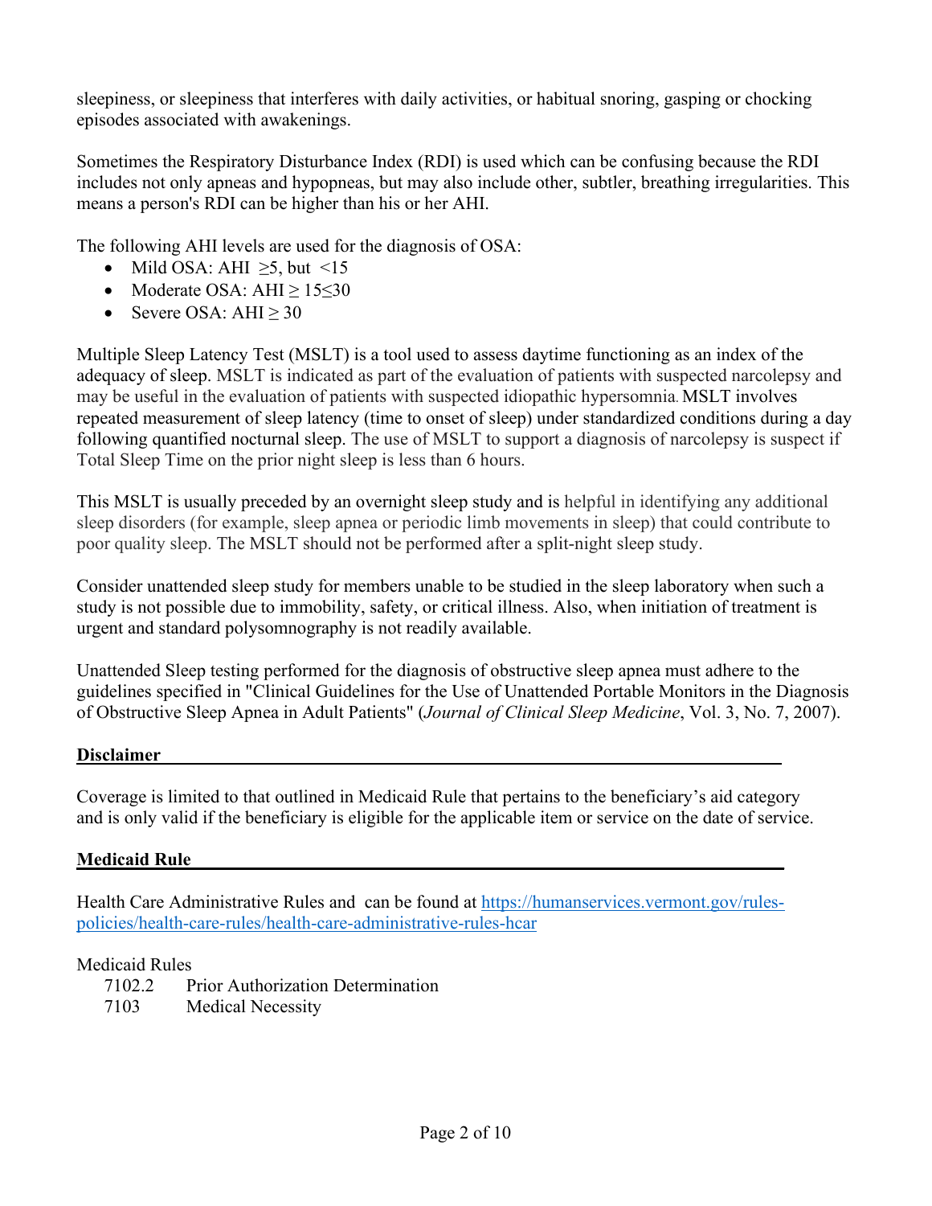sleepiness, or sleepiness that interferes with daily activities, or habitual snoring, gasping or chocking episodes associated with awakenings.

Sometimes the Respiratory Disturbance Index (RDI) is used which can be confusing because the RDI includes not only apneas and hypopneas, but may also include other, subtler, breathing irregularities. This means a person's RDI can be higher than his or her AHI.

The following AHI levels are used for the diagnosis of OSA:

- Mild OSA: AHI $\geq$5, but $<$15
- Moderate OSA: AHI $\geq$ 15$\leq$30
- Severe OSA: AHI $\geq$ 30

Multiple Sleep Latency Test (MSLT) is a tool used to assess daytime functioning as an index of the adequacy of sleep. MSLT is indicated as part of the evaluation of patients with suspected narcolepsy and may be useful in the evaluation of patients with suspected idiopathic hypersomnia. MSLT involves repeated measurement of sleep latency (time to onset of sleep) under standardized conditions during a day following quantified nocturnal sleep. The use of MSLT to support a diagnosis of narcolepsy is suspect if Total Sleep Time on the prior night sleep is less than 6 hours.

This MSLT is usually preceded by an overnight sleep study and is helpful in identifying any additional sleep disorders (for example, sleep apnea or periodic limb movements in sleep) that could contribute to poor quality sleep. The MSLT should not be performed after a split-night sleep study.

Consider unattended sleep study for members unable to be studied in the sleep laboratory when such a study is not possible due to immobility, safety, or critical illness. Also, when initiation of treatment is urgent and standard polysomnography is not readily available.

Unattended Sleep testing performed for the diagnosis of obstructive sleep apnea must adhere to the guidelines specified in "Clinical Guidelines for the Use of Unattended Portable Monitors in the Diagnosis of Obstructive Sleep Apnea in Adult Patients" (*Journal of Clinical Sleep Medicine*, Vol. 3, No. 7, 2007).

## Disclaimer

Coverage is limited to that outlined in Medicaid Rule that pertains to the beneficiary's aid category and is only valid if the beneficiary is eligible for the applicable item or service on the date of service.

## Medicaid Rule

Health Care Administrative Rules and can be found at [https://humanservices.vermont.gov/rules-policies/health-care-rules/health-care-administrative-rules-hcar](https://humanservices.vermont.gov/rules-policies/health-care-rules/health-care-administrative-rules-hcar)

Medicaid Rules

- 7102.2 Prior Authorization Determination
- 7103 Medical Necessity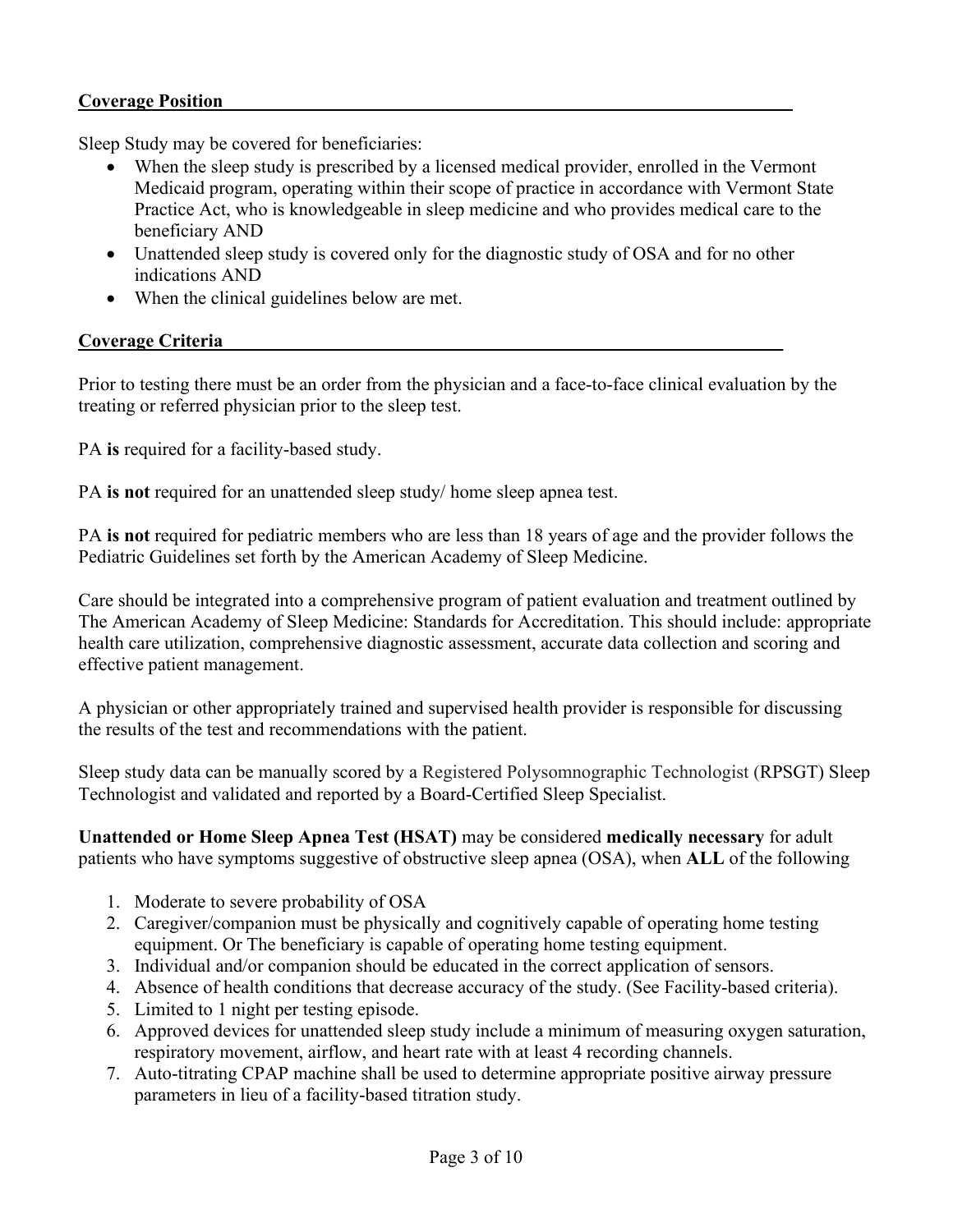**Coverage Position**

Sleep Study may be covered for beneficiaries:

- When the sleep study is prescribed by a licensed medical provider, enrolled in the Vermont Medicaid program, operating within their scope of practice in accordance with Vermont State Practice Act, who is knowledgeable in sleep medicine and who provides medical care to the beneficiary AND
- Unattended sleep study is covered only for the diagnostic study of OSA and for no other indications AND
- When the clinical guidelines below are met.

**Coverage Criteria**

Prior to testing there must be an order from the physician and a face-to-face clinical evaluation by the treating or referred physician prior to the sleep test.

PA **is** required for a facility-based study.

PA **is not** required for an unattended sleep study/ home sleep apnea test.

PA **is not** required for pediatric members who are less than 18 years of age and the provider follows the Pediatric Guidelines set forth by the American Academy of Sleep Medicine.

Care should be integrated into a comprehensive program of patient evaluation and treatment outlined by The American Academy of Sleep Medicine: Standards for Accreditation. This should include: appropriate health care utilization, comprehensive diagnostic assessment, accurate data collection and scoring and effective patient management.

A physician or other appropriately trained and supervised health provider is responsible for discussing the results of the test and recommendations with the patient.

Sleep study data can be manually scored by a Registered Polysomnographic Technologist (RPSGT) Sleep Technologist and validated and reported by a Board-Certified Sleep Specialist.

**Unattended or Home Sleep Apnea Test (HSAT)** may be considered **medically necessary** for adult patients who have symptoms suggestive of obstructive sleep apnea (OSA), when **ALL** of the following

1. Moderate to severe probability of OSA
2. Caregiver/companion must be physically and cognitively capable of operating home testing equipment. Or The beneficiary is capable of operating home testing equipment.
3. Individual and/or companion should be educated in the correct application of sensors.
4. Absence of health conditions that decrease accuracy of the study. (See Facility-based criteria).
5. Limited to 1 night per testing episode.
6. Approved devices for unattended sleep study include a minimum of measuring oxygen saturation, respiratory movement, airflow, and heart rate with at least 4 recording channels.
7. Auto-titrating CPAP machine shall be used to determine appropriate positive airway pressure parameters in lieu of a facility-based titration study.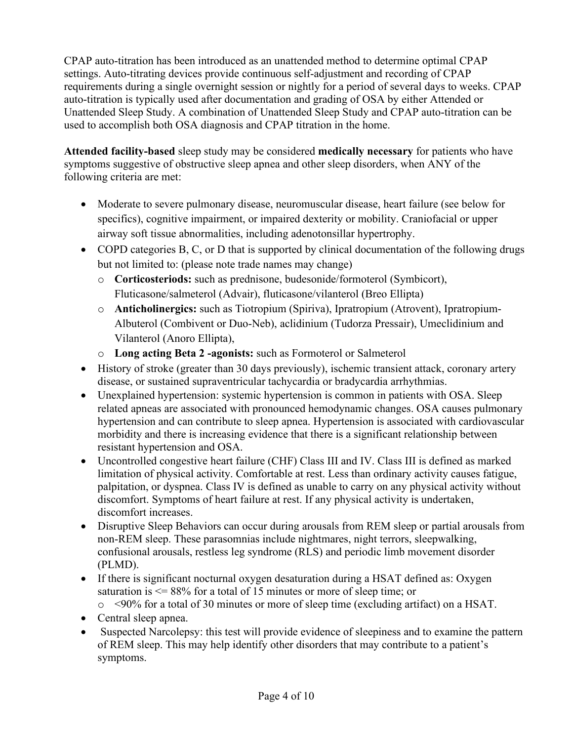CPAP auto-titration has been introduced as an unattended method to determine optimal CPAP settings. Auto-titrating devices provide continuous self-adjustment and recording of CPAP requirements during a single overnight session or nightly for a period of several days to weeks. CPAP auto-titration is typically used after documentation and grading of OSA by either Attended or Unattended Sleep Study. A combination of Unattended Sleep Study and CPAP auto-titration can be used to accomplish both OSA diagnosis and CPAP titration in the home.

**Attended facility-based** sleep study may be considered **medically necessary** for patients who have symptoms suggestive of obstructive sleep apnea and other sleep disorders, when ANY of the following criteria are met:

- Moderate to severe pulmonary disease, neuromuscular disease, heart failure (see below for specifics), cognitive impairment, or impaired dexterity or mobility. Craniofacial or upper airway soft tissue abnormalities, including adenotonsillar hypertrophy.
- COPD categories B, C, or D that is supported by clinical documentation of the following drugs but not limited to: (please note trade names may change)
  - **Corticosteriods:** such as prednisone, budesonide/formoterol (Symbicort), Fluticasone/salmeterol (Advair), fluticasone/vilanterol (Breo Ellipta)
  - **Anticholinergics:** such as Tiotropium (Spiriva), Ipratropium (Atrovent), Ipratropium-Albuterol (Combivent or Duo-Neb), aclidinium (Tudorza Pressair), Umeclidinium and Vilanterol (Anoro Ellipta),
  - **Long acting Beta 2 -agonists:** such as Formoterol or Salmeterol
- History of stroke (greater than 30 days previously), ischemic transient attack, coronary artery disease, or sustained supraventricular tachycardia or bradycardia arrhythmias.
- Unexplained hypertension: systemic hypertension is common in patients with OSA. Sleep related apneas are associated with pronounced hemodynamic changes. OSA causes pulmonary hypertension and can contribute to sleep apnea. Hypertension is associated with cardiovascular morbidity and there is increasing evidence that there is a significant relationship between resistant hypertension and OSA.
- Uncontrolled congestive heart failure (CHF) Class III and IV. Class III is defined as marked limitation of physical activity. Comfortable at rest. Less than ordinary activity causes fatigue, palpitation, or dyspnea. Class IV is defined as unable to carry on any physical activity without discomfort. Symptoms of heart failure at rest. If any physical activity is undertaken, discomfort increases.
- Disruptive Sleep Behaviors can occur during arousals from REM sleep or partial arousals from non-REM sleep. These parasomnias include nightmares, night terrors, sleepwalking, confusional arousals, restless leg syndrome (RLS) and periodic limb movement disorder (PLMD).
- If there is significant nocturnal oxygen desaturation during a HSAT defined as: Oxygen saturation is <= 88% for a total of 15 minutes or more of sleep time; or
  - <90% for a total of 30 minutes or more of sleep time (excluding artifact) on a HSAT.
- Central sleep apnea.
- Suspected Narcolepsy: this test will provide evidence of sleepiness and to examine the pattern of REM sleep. This may help identify other disorders that may contribute to a patient's symptoms.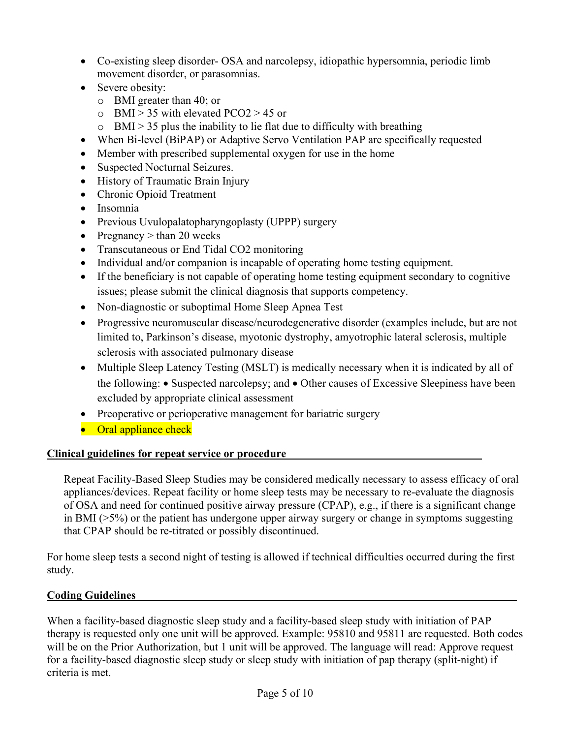- Co-existing sleep disorder- OSA and narcolepsy, idiopathic hypersomnia, periodic limb movement disorder, or parasomnias.
- Severe obesity:
  - BMI greater than 40; or
  - BMI > 35 with elevated $PCO_2$ > 45 or
  - BMI > 35 plus the inability to lie flat due to difficulty with breathing
- When Bi-level (BiPAP) or Adaptive Servo Ventilation PAP are specifically requested
- Member with prescribed supplemental oxygen for use in the home
- Suspected Nocturnal Seizures.
- History of Traumatic Brain Injury
- Chronic Opioid Treatment
- Insomnia
- Previous Uvulopalatopharyngoplasty (UPPP) surgery
- Pregnancy > than 20 weeks
- Transcutaneous or End Tidal $CO_2$ monitoring
- Individual and/or companion is incapable of operating home testing equipment.
- If the beneficiary is not capable of operating home testing equipment secondary to cognitive issues; please submit the clinical diagnosis that supports competency.
- Non-diagnostic or suboptimal Home Sleep Apnea Test
- Progressive neuromuscular disease/neurodegenerative disorder (examples include, but are not limited to, Parkinson's disease, myotonic dystrophy, amyotrophic lateral sclerosis, multiple sclerosis with associated pulmonary disease
- Multiple Sleep Latency Testing (MSLT) is medically necessary when it is indicated by all of the following: • Suspected narcolepsy; and • Other causes of Excessive Sleepiness have been excluded by appropriate clinical assessment
- Preoperative or perioperative management for bariatric surgery
- Oral appliance check

## Clinical guidelines for repeat service or procedure

Repeat Facility-Based Sleep Studies may be considered medically necessary to assess efficacy of oral appliances/devices. Repeat facility or home sleep tests may be necessary to re-evaluate the diagnosis of OSA and need for continued positive airway pressure (CPAP), e.g., if there is a significant change in BMI (>5%) or the patient has undergone upper airway surgery or change in symptoms suggesting that CPAP should be re-titrated or possibly discontinued.

For home sleep tests a second night of testing is allowed if technical difficulties occurred during the first study.

## Coding Guidelines

When a facility-based diagnostic sleep study and a facility-based sleep study with initiation of PAP therapy is requested only one unit will be approved. Example: 95810 and 95811 are requested. Both codes will be on the Prior Authorization, but 1 unit will be approved. The language will read: Approve request for a facility-based diagnostic sleep study or sleep study with initiation of pap therapy (split-night) if criteria is met.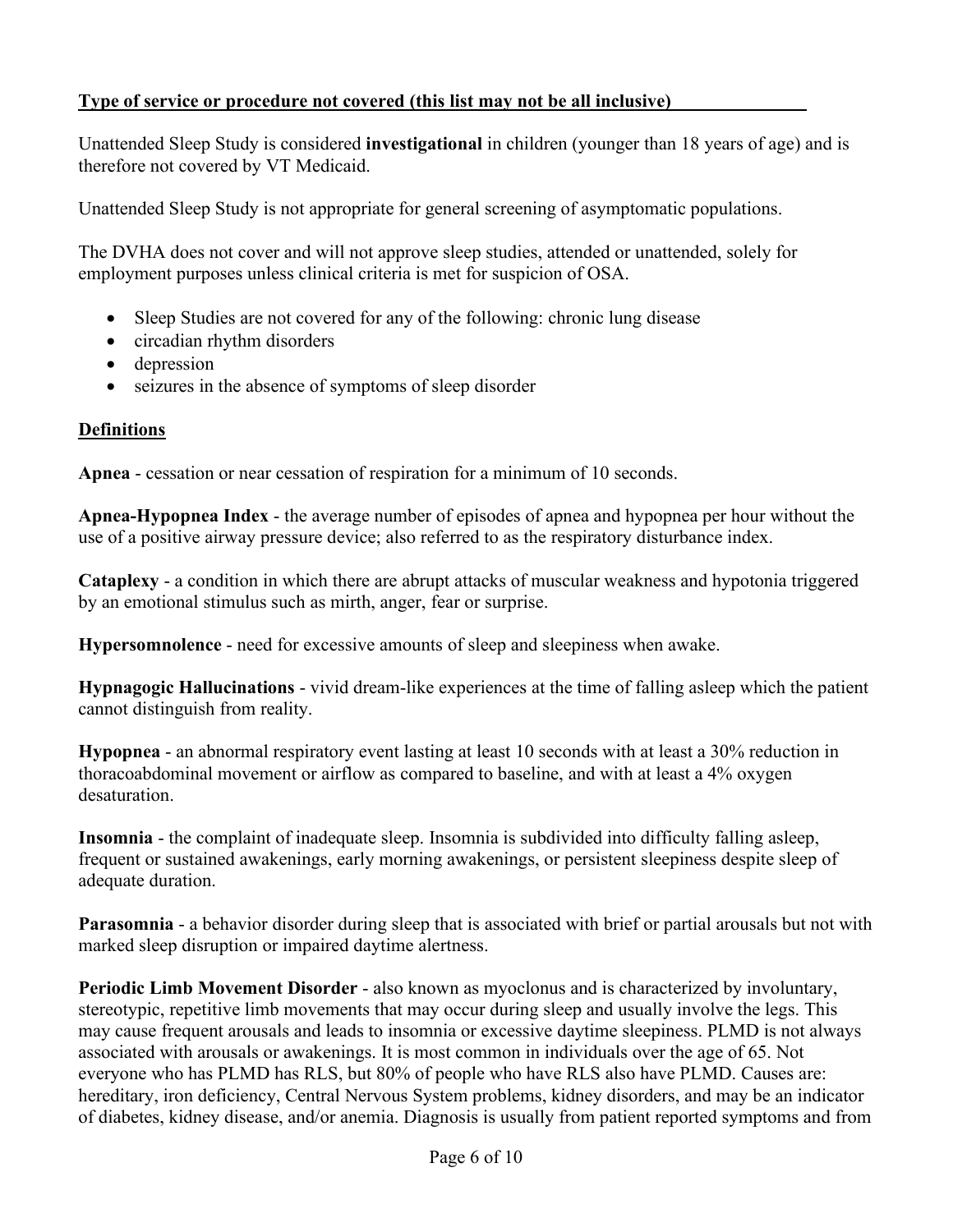**Type of service or procedure not covered (this list may not be all inclusive)**

Unattended Sleep Study is considered **investigational** in children (younger than 18 years of age) and is therefore not covered by VT Medicaid.

Unattended Sleep Study is not appropriate for general screening of asymptomatic populations.

The DVHA does not cover and will not approve sleep studies, attended or unattended, solely for employment purposes unless clinical criteria is met for suspicion of OSA.

- Sleep Studies are not covered for any of the following: chronic lung disease
- circadian rhythm disorders
- depression
- seizures in the absence of symptoms of sleep disorder

**Definitions**

**Apnea** - cessation or near cessation of respiration for a minimum of 10 seconds.

**Apnea-Hypopnea Index** - the average number of episodes of apnea and hypopnea per hour without the use of a positive airway pressure device; also referred to as the respiratory disturbance index.

**Cataplexy** - a condition in which there are abrupt attacks of muscular weakness and hypotonia triggered by an emotional stimulus such as mirth, anger, fear or surprise.

**Hypersomnolence** - need for excessive amounts of sleep and sleepiness when awake.

**Hypnagogic Hallucinations** - vivid dream-like experiences at the time of falling asleep which the patient cannot distinguish from reality.

**Hypopnea** - an abnormal respiratory event lasting at least 10 seconds with at least a 30% reduction in thoracoabdominal movement or airflow as compared to baseline, and with at least a 4% oxygen desaturation.

**Insomnia** - the complaint of inadequate sleep. Insomnia is subdivided into difficulty falling asleep, frequent or sustained awakenings, early morning awakenings, or persistent sleepiness despite sleep of adequate duration.

**Parasomnia** - a behavior disorder during sleep that is associated with brief or partial arousals but not with marked sleep disruption or impaired daytime alertness.

**Periodic Limb Movement Disorder** - also known as myoclonus and is characterized by involuntary, stereotypic, repetitive limb movements that may occur during sleep and usually involve the legs. This may cause frequent arousals and leads to insomnia or excessive daytime sleepiness. PLMD is not always associated with arousals or awakenings. It is most common in individuals over the age of 65. Not everyone who has PLMD has RLS, but 80% of people who have RLS also have PLMD. Causes are: hereditary, iron deficiency, Central Nervous System problems, kidney disorders, and may be an indicator of diabetes, kidney disease, and/or anemia. Diagnosis is usually from patient reported symptoms and from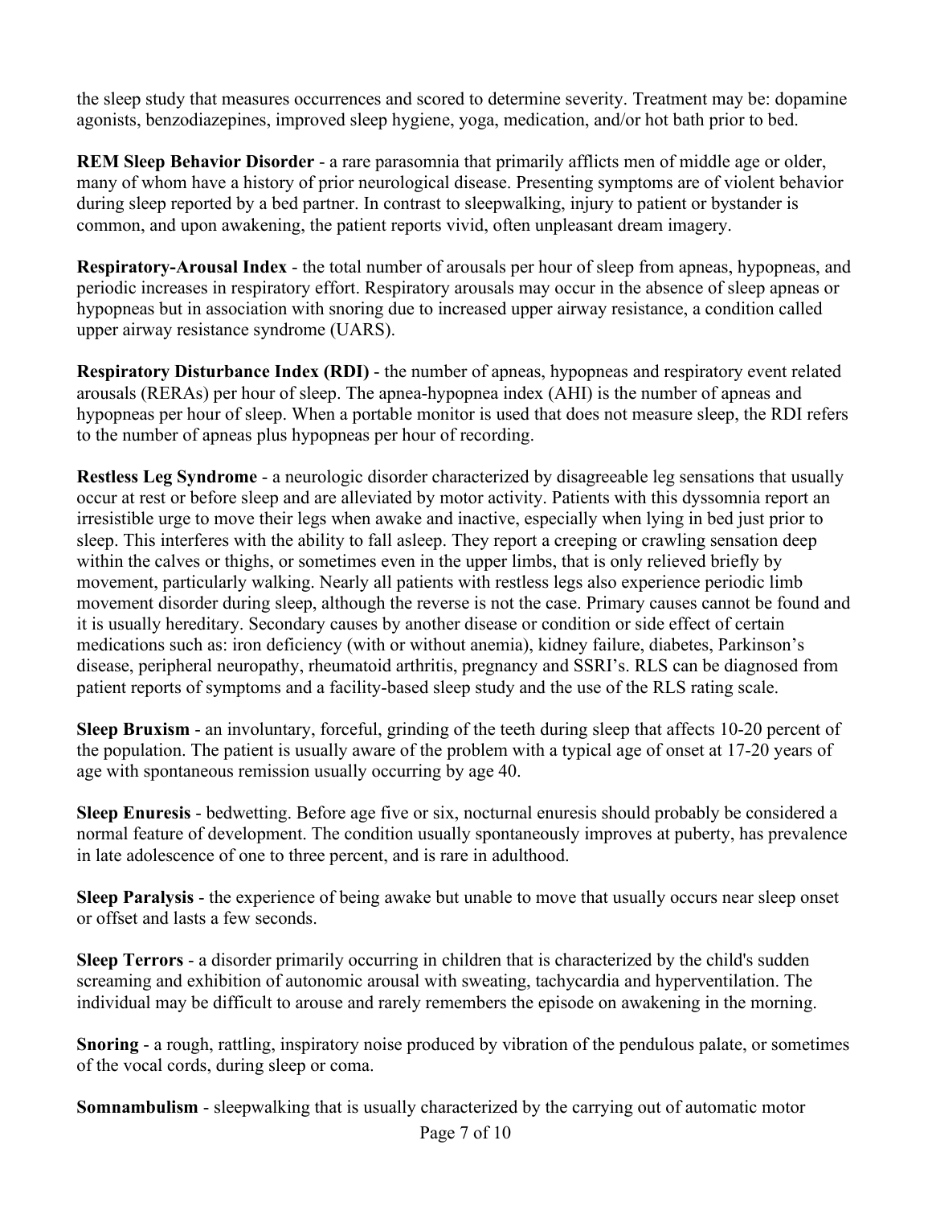the sleep study that measures occurrences and scored to determine severity. Treatment may be: dopamine agonists, benzodiazepines, improved sleep hygiene, yoga, medication, and/or hot bath prior to bed.

**REM Sleep Behavior Disorder** - a rare parasomnia that primarily afflicts men of middle age or older, many of whom have a history of prior neurological disease. Presenting symptoms are of violent behavior during sleep reported by a bed partner. In contrast to sleepwalking, injury to patient or bystander is common, and upon awakening, the patient reports vivid, often unpleasant dream imagery.

**Respiratory-Arousal Index** - the total number of arousals per hour of sleep from apneas, hypopneas, and periodic increases in respiratory effort. Respiratory arousals may occur in the absence of sleep apneas or hypopneas but in association with snoring due to increased upper airway resistance, a condition called upper airway resistance syndrome (UARS).

**Respiratory Disturbance Index (RDI)** - the number of apneas, hypopneas and respiratory event related arousals (RERAs) per hour of sleep. The apnea-hypopnea index (AHI) is the number of apneas and hypopneas per hour of sleep. When a portable monitor is used that does not measure sleep, the RDI refers to the number of apneas plus hypopneas per hour of recording.

**Restless Leg Syndrome** - a neurologic disorder characterized by disagreeable leg sensations that usually occur at rest or before sleep and are alleviated by motor activity. Patients with this dyssomnia report an irresistible urge to move their legs when awake and inactive, especially when lying in bed just prior to sleep. This interferes with the ability to fall asleep. They report a creeping or crawling sensation deep within the calves or thighs, or sometimes even in the upper limbs, that is only relieved briefly by movement, particularly walking. Nearly all patients with restless legs also experience periodic limb movement disorder during sleep, although the reverse is not the case. Primary causes cannot be found and it is usually hereditary. Secondary causes by another disease or condition or side effect of certain medications such as: iron deficiency (with or without anemia), kidney failure, diabetes, Parkinson's disease, peripheral neuropathy, rheumatoid arthritis, pregnancy and SSRI's. RLS can be diagnosed from patient reports of symptoms and a facility-based sleep study and the use of the RLS rating scale.

**Sleep Bruxism** - an involuntary, forceful, grinding of the teeth during sleep that affects 10-20 percent of the population. The patient is usually aware of the problem with a typical age of onset at 17-20 years of age with spontaneous remission usually occurring by age 40.

**Sleep Enuresis** - bedwetting. Before age five or six, nocturnal enuresis should probably be considered a normal feature of development. The condition usually spontaneously improves at puberty, has prevalence in late adolescence of one to three percent, and is rare in adulthood.

**Sleep Paralysis** - the experience of being awake but unable to move that usually occurs near sleep onset or offset and lasts a few seconds.

**Sleep Terrors** - a disorder primarily occurring in children that is characterized by the child's sudden screaming and exhibition of autonomic arousal with sweating, tachycardia and hyperventilation. The individual may be difficult to arouse and rarely remembers the episode on awakening in the morning.

**Snoring** - a rough, rattling, inspiratory noise produced by vibration of the pendulous palate, or sometimes of the vocal cords, during sleep or coma.

**Somnambulism** - sleepwalking that is usually characterized by the carrying out of automatic motor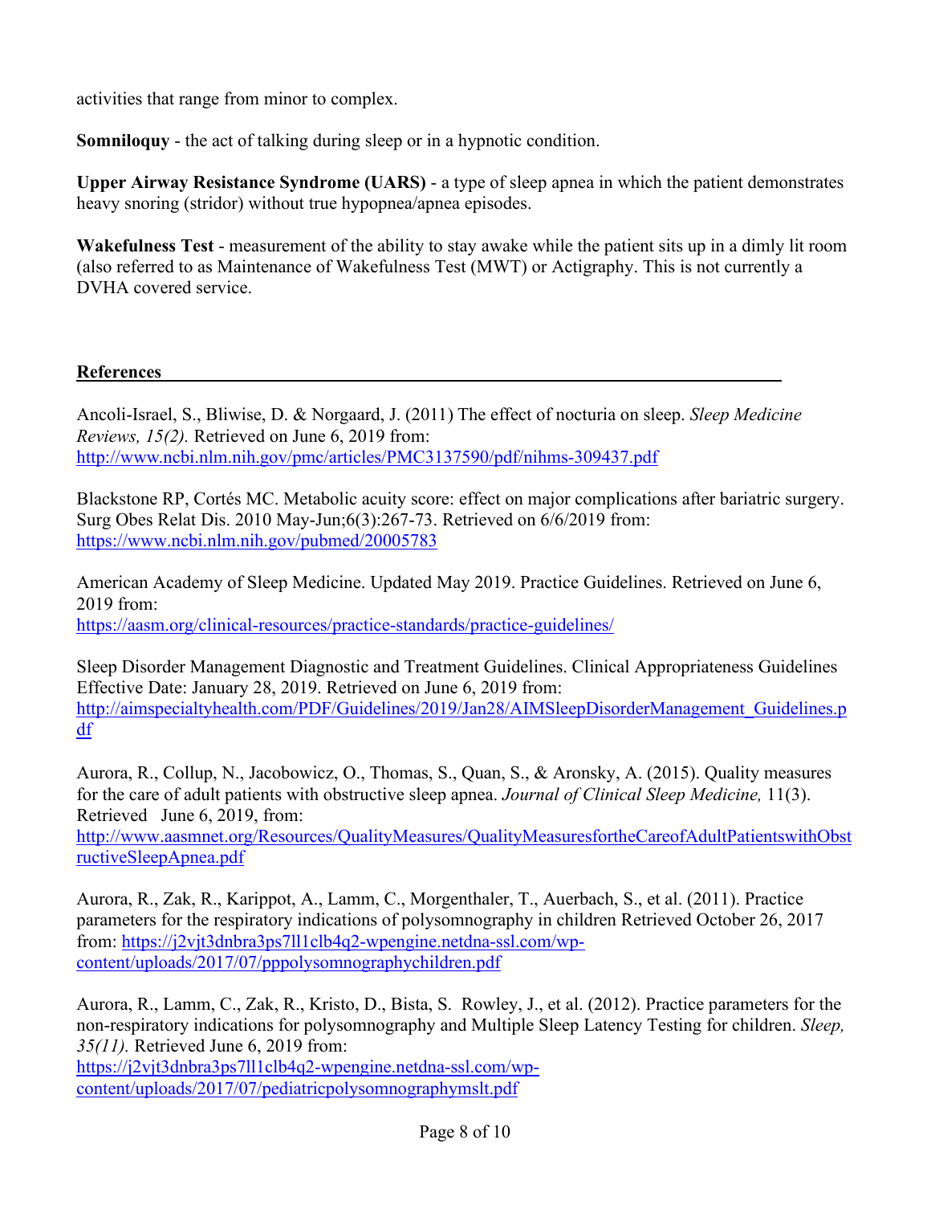activities that range from minor to complex.

**Somniloquy** - the act of talking during sleep or in a hypnotic condition.

**Upper Airway Resistance Syndrome (UARS)** - a type of sleep apnea in which the patient demonstrates heavy snoring (stridor) without true hypopnea/apnea episodes.

**Wakefulness Test** - measurement of the ability to stay awake while the patient sits up in a dimly lit room (also referred to as Maintenance of Wakefulness Test (MWT) or Actigraphy. This is not currently a DVHA covered service.

## References

Ancoli-Israel, S., Bliwise, D. & Norgaard, J. (2011) The effect of nocturia on sleep. *Sleep Medicine Reviews, 15(2).* Retrieved on June 6, 2019 from: http://www.ncbi.nlm.nih.gov/pmc/articles/PMC3137590/pdf/nihms-309437.pdf

Blackstone RP, Cortés MC. Metabolic acuity score: effect on major complications after bariatric surgery. Surg Obes Relat Dis. 2010 May-Jun;6(3):267-73. Retrieved on 6/6/2019 from: https://www.ncbi.nlm.nih.gov/pubmed/20005783

American Academy of Sleep Medicine. Updated May 2019. Practice Guidelines. Retrieved on June 6, 2019 from: https://aasm.org/clinical-resources/practice-standards/practice-guidelines/

Sleep Disorder Management Diagnostic and Treatment Guidelines. Clinical Appropriateness Guidelines Effective Date: January 28, 2019. Retrieved on June 6, 2019 from: http://aimspecialtyhealth.com/PDF/Guidelines/2019/Jan28/AIMSleepDisorderManagement_Guidelines.pdf

Aurora, R., Collup, N., Jacobowicz, O., Thomas, S., Quan, S., & Aronsky, A. (2015). Quality measures for the care of adult patients with obstructive sleep apnea. *Journal of Clinical Sleep Medicine,* 11(3). Retrieved June 6, 2019, from: http://www.aasmnet.org/Resources/QualityMeasures/QualityMeasuresfortheCareofAdultPatientswithObstructiveSleepApnea.pdf

Aurora, R., Zak, R., Karippot, A., Lamm, C., Morgenthaler, T., Auerbach, S., et al. (2011). Practice parameters for the respiratory indications of polysomnography in children Retrieved October 26, 2017 from: https://j2vjt3dnbra3ps7ll1clb4q2-wpengine.netdna-ssl.com/wp-content/uploads/2017/07/pppolysomnographychildren.pdf

Aurora, R., Lamm, C., Zak, R., Kristo, D., Bista, S. Rowley, J., et al. (2012). Practice parameters for the non-respiratory indications for polysomnography and Multiple Sleep Latency Testing for children. *Sleep, 35(11).* Retrieved June 6, 2019 from: https://j2vjt3dnbra3ps7ll1clb4q2-wpengine.netdna-ssl.com/wp-content/uploads/2017/07/pediatricpolysomnographymslt.pdf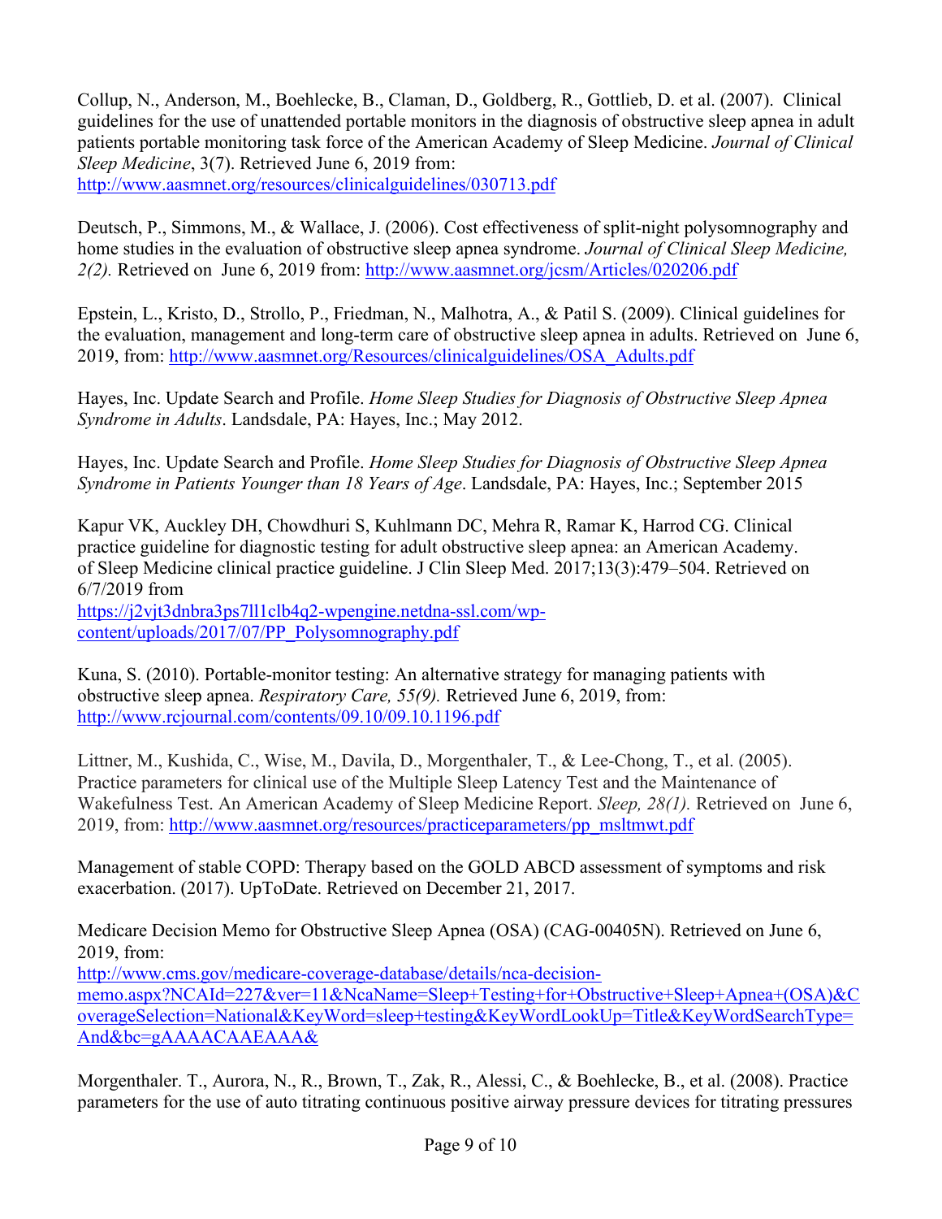Collup, N., Anderson, M., Boehlecke, B., Claman, D., Goldberg, R., Gottlieb, D. et al. (2007). Clinical guidelines for the use of unattended portable monitors in the diagnosis of obstructive sleep apnea in adult patients portable monitoring task force of the American Academy of Sleep Medicine. *Journal of Clinical Sleep Medicine*, 3(7). Retrieved June 6, 2019 from: http://www.aasmnet.org/resources/clinicalguidelines/030713.pdf

Deutsch, P., Simmons, M., & Wallace, J. (2006). Cost effectiveness of split-night polysomnography and home studies in the evaluation of obstructive sleep apnea syndrome. *Journal of Clinical Sleep Medicine, 2(2).* Retrieved on June 6, 2019 from: http://www.aasmnet.org/jcsm/Articles/020206.pdf

Epstein, L., Kristo, D., Strollo, P., Friedman, N., Malhotra, A., & Patil S. (2009). Clinical guidelines for the evaluation, management and long-term care of obstructive sleep apnea in adults. Retrieved on June 6, 2019, from: http://www.aasmnet.org/Resources/clinicalguidelines/OSA_Adults.pdf

Hayes, Inc. Update Search and Profile. *Home Sleep Studies for Diagnosis of Obstructive Sleep Apnea Syndrome in Adults*. Landsdale, PA: Hayes, Inc.; May 2012.

Hayes, Inc. Update Search and Profile. *Home Sleep Studies for Diagnosis of Obstructive Sleep Apnea Syndrome in Patients Younger than 18 Years of Age*. Landsdale, PA: Hayes, Inc.; September 2015

Kapur VK, Auckley DH, Chowdhuri S, Kuhlmann DC, Mehra R, Ramar K, Harrod CG. Clinical practice guideline for diagnostic testing for adult obstructive sleep apnea: an American Academy. of Sleep Medicine clinical practice guideline. J Clin Sleep Med. 2017;13(3):479–504. Retrieved on 6/7/2019 from https://j2vjt3dnbra3ps7ll1clb4q2-wpengine.netdna-ssl.com/wp-content/uploads/2017/07/PP_Polysomnography.pdf

Kuna, S. (2010). Portable-monitor testing: An alternative strategy for managing patients with obstructive sleep apnea. *Respiratory Care, 55(9).* Retrieved June 6, 2019, from: http://www.rcjournal.com/contents/09.10/09.10.1196.pdf

Littner, M., Kushida, C., Wise, M., Davila, D., Morgenthaler, T., & Lee-Chong, T., et al. (2005). Practice parameters for clinical use of the Multiple Sleep Latency Test and the Maintenance of Wakefulness Test. An American Academy of Sleep Medicine Report. *Sleep, 28(1).* Retrieved on June 6, 2019, from: http://www.aasmnet.org/resources/practiceparameters/pp_msltmwt.pdf

Management of stable COPD: Therapy based on the GOLD ABCD assessment of symptoms and risk exacerbation. (2017). UpToDate. Retrieved on December 21, 2017.

Medicare Decision Memo for Obstructive Sleep Apnea (OSA) (CAG-00405N). Retrieved on June 6, 2019, from: http://www.cms.gov/medicare-coverage-database/details/nca-decision-memo.aspx?NCAId=227&ver=11&NcaName=Sleep+Testing+for+Obstructive+Sleep+Apnea+(OSA)&CoverageSelection=National&KeyWord=sleep+testing&KeyWordLookUp=Title&KeyWordSearchType=And&bc=gAAAACAAEAAA&

Morgenthaler. T., Aurora, N., R., Brown, T., Zak, R., Alessi, C., & Boehlecke, B., et al. (2008). Practice parameters for the use of auto titrating continuous positive airway pressure devices for titrating pressures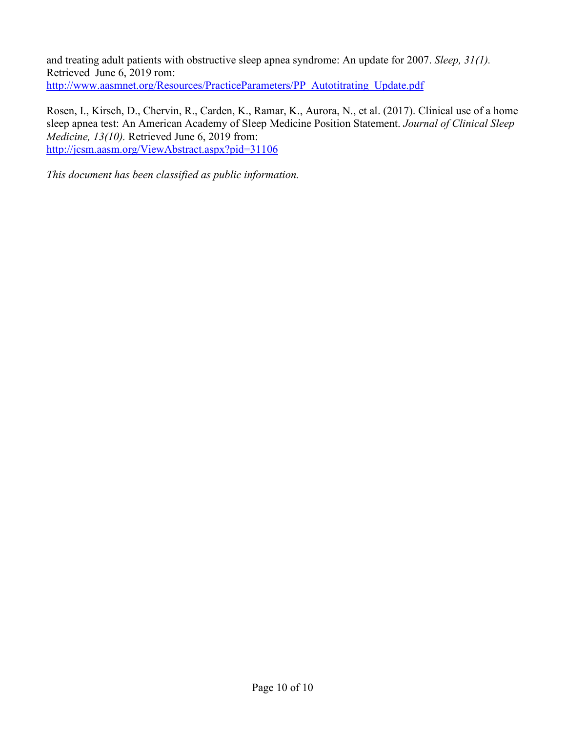and treating adult patients with obstructive sleep apnea syndrome: An update for 2007. *Sleep, 31(1).* Retrieved June 6, 2019 rom:
http://www.aasmnet.org/Resources/PracticeParameters/PP_Autotitrating_Update.pdf

Rosen, I., Kirsch, D., Chervin, R., Carden, K., Ramar, K., Aurora, N., et al. (2017). Clinical use of a home sleep apnea test: An American Academy of Sleep Medicine Position Statement. *Journal of Clinical Sleep Medicine, 13(10).* Retrieved June 6, 2019 from:
http://jcsm.aasm.org/ViewAbstract.aspx?pid=31106

*This document has been classified as public information.*